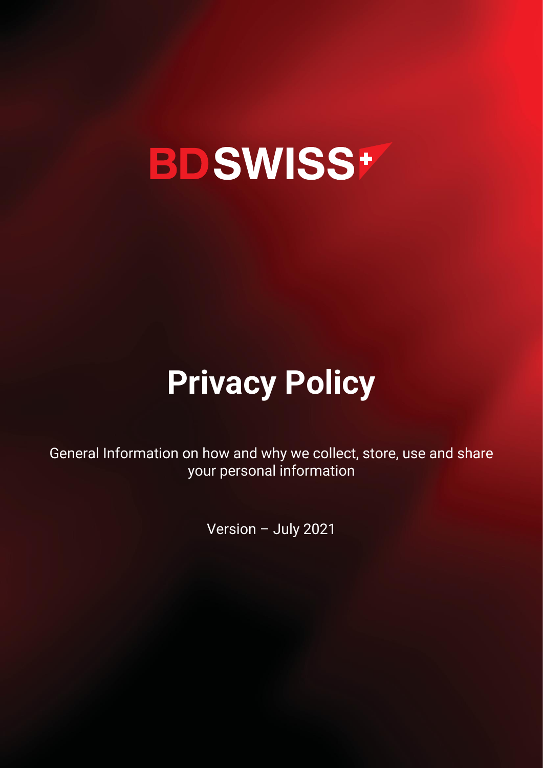BDSWISS

# Privacy Policy

General Information on how and why we collect, store, use and share your personal information

Version – July 2021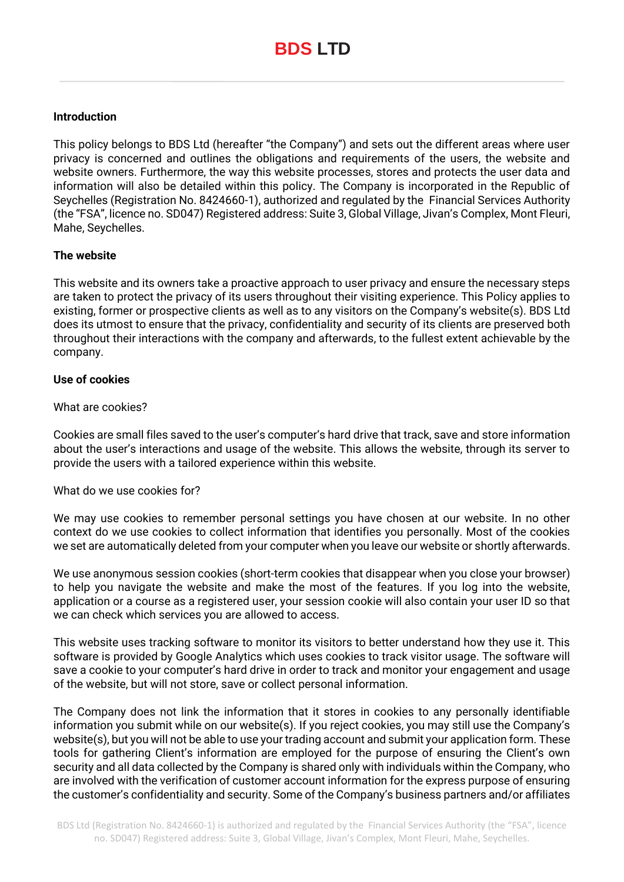# BDS LTD

**Introduction**

This policy belongs to BDS Ltd (hereafter "the Company") and sets out the different areas where user privacy is concerned and outlines the obligations and requirements of the users, the website and website owners. Furthermore, the way this website processes, stores and protects the user data and information will also be detailed within this policy. The Company is incorporated in the Republic of Seychelles (Registration No. 8424660-1), authorized and regulated by the Financial Services Authority (the "FSA", licence no. SD047) Registered address: Suite 3, Global Village, Jivan's Complex, Mont Fleuri, Mahe, Seychelles.

**The website**

This website and its owners take a proactive approach to user privacy and ensure the necessary steps are taken to protect the privacy of its users throughout their visiting experience. This Policy applies to existing, former or prospective clients as well as to any visitors on the Company's website(s). BDS Ltd does its utmost to ensure that the privacy, confidentiality and security of its clients are preserved both throughout their interactions with the company and afterwards, to the fullest extent achievable by the company.

**Use of cookies**

What are cookies?

Cookies are small files saved to the user's computer's hard drive that track, save and store information about the user's interactions and usage of the website. This allows the website, through its server to provide the users with a tailored experience within this website.

What do we use cookies for?

We may use cookies to remember personal settings you have chosen at our website. In no other context do we use cookies to collect information that identifies you personally. Most of the cookies we set are automatically deleted from your computer when you leave our website or shortly afterwards.

We use anonymous session cookies (short-term cookies that disappear when you close your browser) to help you navigate the website and make the most of the features. If you log into the website, application or a course as a registered user, your session cookie will also contain your user ID so that we can check which services you are allowed to access.

This website uses tracking software to monitor its visitors to better understand how they use it. This software is provided by Google Analytics which uses cookies to track visitor usage. The software will save a cookie to your computer's hard drive in order to track and monitor your engagement and usage of the website, but will not store, save or collect personal information.

The Company does not link the information that it stores in cookies to any personally identifiable information you submit while on our website(s). If you reject cookies, you may still use the Company's website(s), but you will not be able to use your trading account and submit your application form. These tools for gathering Client's information are employed for the purpose of ensuring the Client's own security and all data collected by the Company is shared only with individuals within the Company, who are involved with the verification of customer account information for the express purpose of ensuring the customer's confidentiality and security. Some of the Company's business partners and/or affiliates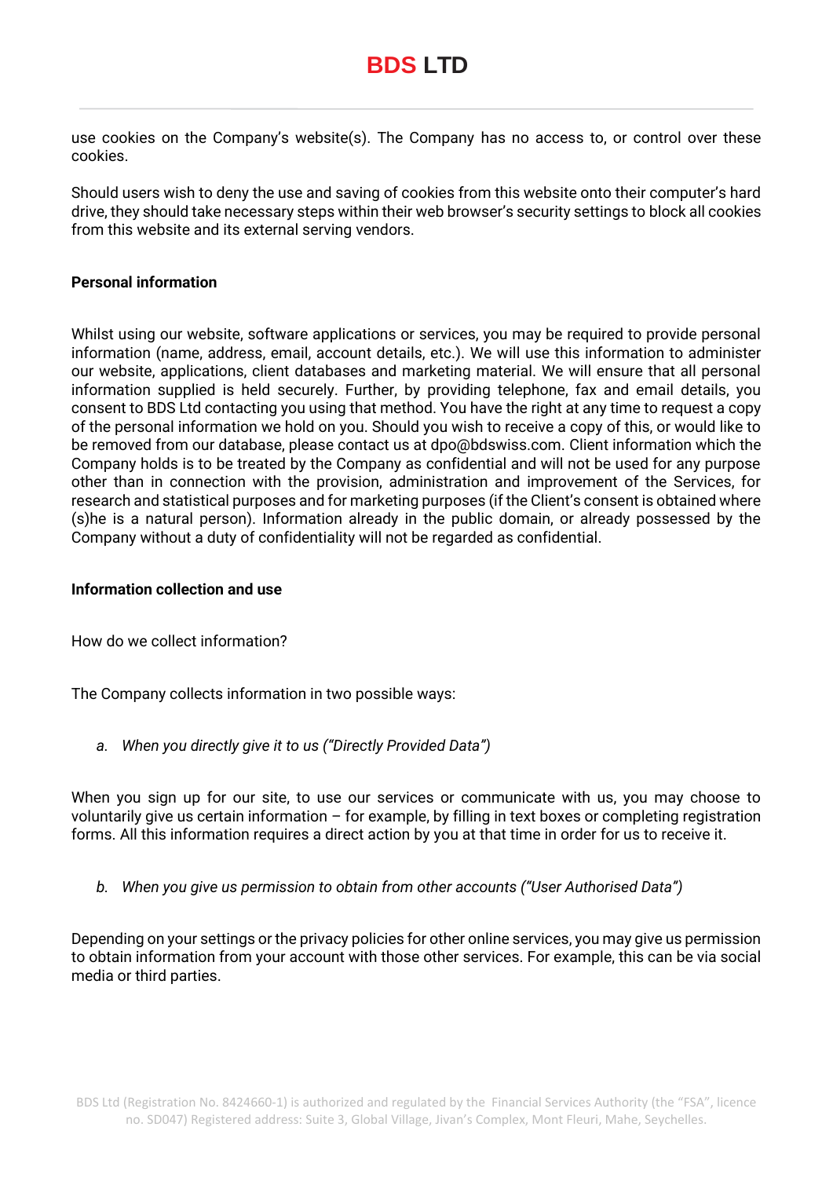use cookies on the Company's website(s). The Company has no access to, or control over these cookies.

Should users wish to deny the use and saving of cookies from this website onto their computer's hard drive, they should take necessary steps within their web browser's security settings to block all cookies from this website and its external serving vendors.

**Personal information**

Whilst using our website, software applications or services, you may be required to provide personal information (name, address, email, account details, etc.). We will use this information to administer our website, applications, client databases and marketing material. We will ensure that all personal information supplied is held securely. Further, by providing telephone, fax and email details, you consent to BDS Ltd contacting you using that method. You have the right at any time to request a copy of the personal information we hold on you. Should you wish to receive a copy of this, or would like to be removed from our database, please contact us at dpo@bdswiss.com. Client information which the Company holds is to be treated by the Company as confidential and will not be used for any purpose other than in connection with the provision, administration and improvement of the Services, for research and statistical purposes and for marketing purposes (if the Client's consent is obtained where (s)he is a natural person). Information already in the public domain, or already possessed by the Company without a duty of confidentiality will not be regarded as confidential.

**Information collection and use**

How do we collect information?

The Company collects information in two possible ways:

*a. When you directly give it to us ("Directly Provided Data")*

When you sign up for our site, to use our services or communicate with us, you may choose to voluntarily give us certain information – for example, by filling in text boxes or completing registration forms. All this information requires a direct action by you at that time in order for us to receive it.

*b. When you give us permission to obtain from other accounts ("User Authorised Data")*

Depending on your settings or the privacy policies for other online services, you may give us permission to obtain information from your account with those other services. For example, this can be via social media or third parties.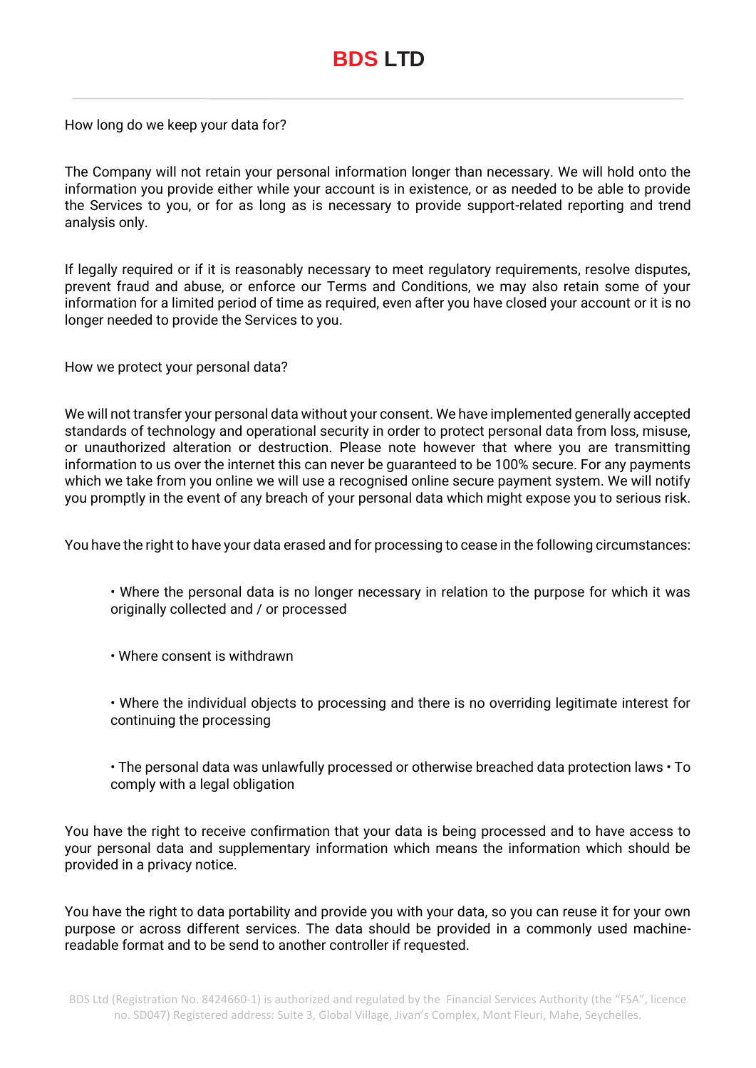How long do we keep your data for?

The Company will not retain your personal information longer than necessary. We will hold onto the information you provide either while your account is in existence, or as needed to be able to provide the Services to you, or for as long as is necessary to provide support-related reporting and trend analysis only.

If legally required or if it is reasonably necessary to meet regulatory requirements, resolve disputes, prevent fraud and abuse, or enforce our Terms and Conditions, we may also retain some of your information for a limited period of time as required, even after you have closed your account or it is no longer needed to provide the Services to you.

How we protect your personal data?

We will not transfer your personal data without your consent. We have implemented generally accepted standards of technology and operational security in order to protect personal data from loss, misuse, or unauthorized alteration or destruction. Please note however that where you are transmitting information to us over the internet this can never be guaranteed to be 100% secure. For any payments which we take from you online we will use a recognised online secure payment system. We will notify you promptly in the event of any breach of your personal data which might expose you to serious risk.

You have the right to have your data erased and for processing to cease in the following circumstances:

- Where the personal data is no longer necessary in relation to the purpose for which it was originally collected and / or processed
- Where consent is withdrawn
- Where the individual objects to processing and there is no overriding legitimate interest for continuing the processing
- The personal data was unlawfully processed or otherwise breached data protection laws • To comply with a legal obligation

You have the right to receive confirmation that your data is being processed and to have access to your personal data and supplementary information which means the information which should be provided in a privacy notice.

You have the right to data portability and provide you with your data, so you can reuse it for your own purpose or across different services. The data should be provided in a commonly used machine-readable format and to be send to another controller if requested.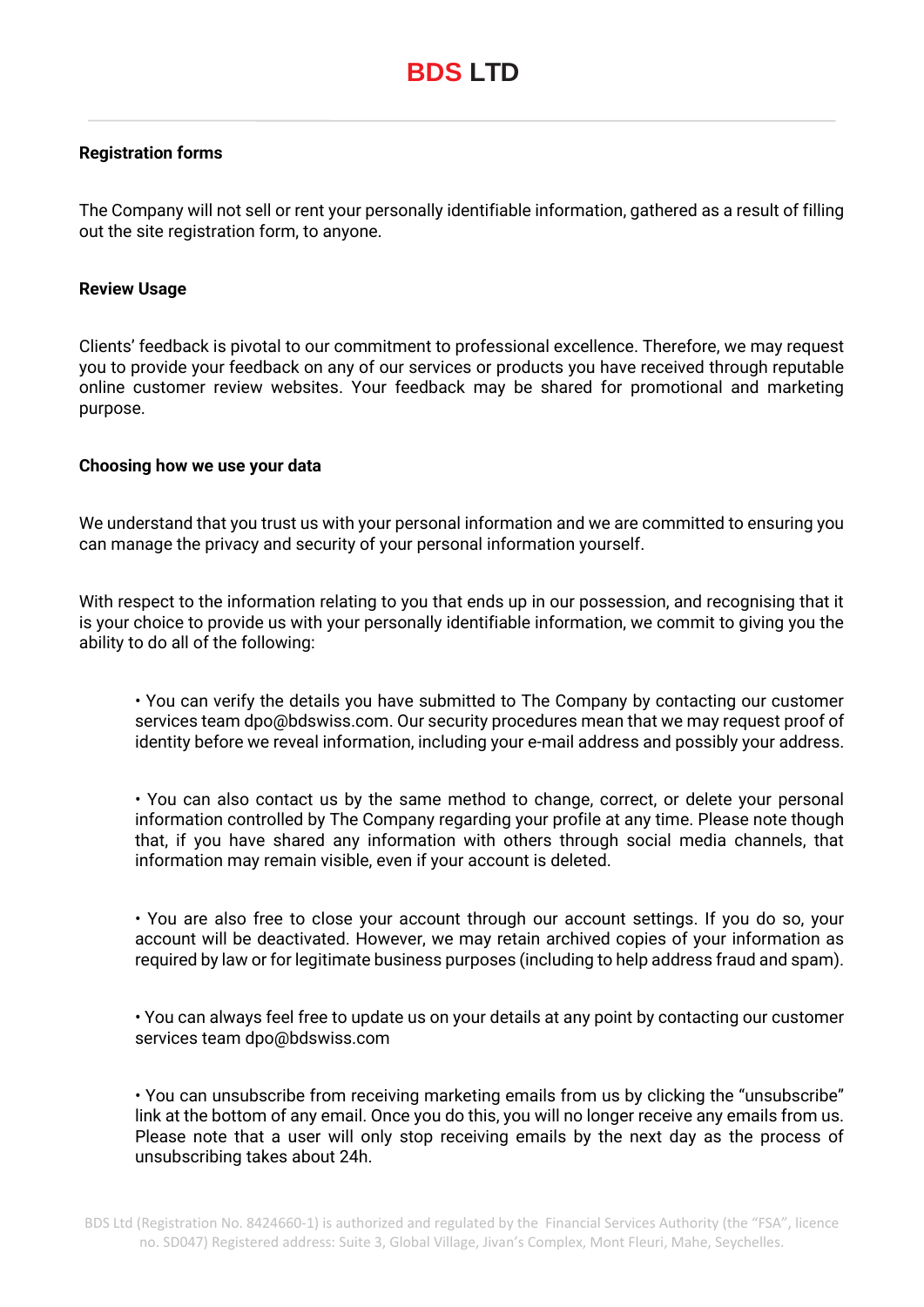**Registration forms**

The Company will not sell or rent your personally identifiable information, gathered as a result of filling out the site registration form, to anyone.

**Review Usage**

Clients' feedback is pivotal to our commitment to professional excellence. Therefore, we may request you to provide your feedback on any of our services or products you have received through reputable online customer review websites. Your feedback may be shared for promotional and marketing purpose.

**Choosing how we use your data**

We understand that you trust us with your personal information and we are committed to ensuring you can manage the privacy and security of your personal information yourself.

With respect to the information relating to you that ends up in our possession, and recognising that it is your choice to provide us with your personally identifiable information, we commit to giving you the ability to do all of the following:

- You can verify the details you have submitted to The Company by contacting our customer services team dpo@bdswiss.com. Our security procedures mean that we may request proof of identity before we reveal information, including your e-mail address and possibly your address.

- You can also contact us by the same method to change, correct, or delete your personal information controlled by The Company regarding your profile at any time. Please note though that, if you have shared any information with others through social media channels, that information may remain visible, even if your account is deleted.

- You are also free to close your account through our account settings. If you do so, your account will be deactivated. However, we may retain archived copies of your information as required by law or for legitimate business purposes (including to help address fraud and spam).

- You can always feel free to update us on your details at any point by contacting our customer services team dpo@bdswiss.com

- You can unsubscribe from receiving marketing emails from us by clicking the "unsubscribe" link at the bottom of any email. Once you do this, you will no longer receive any emails from us. Please note that a user will only stop receiving emails by the next day as the process of unsubscribing takes about 24h.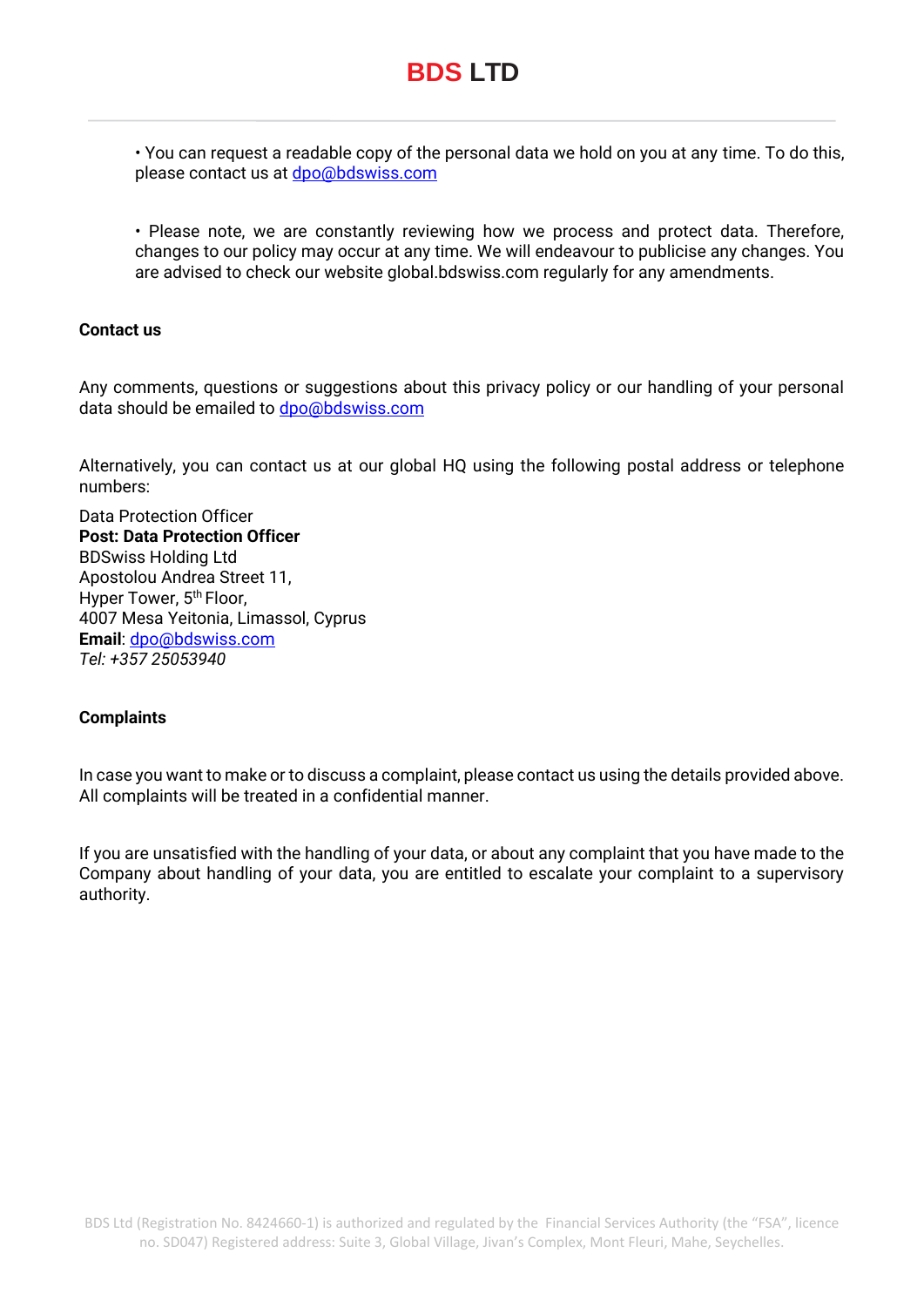• You can request a readable copy of the personal data we hold on you at any time. To do this, please contact us at dpo@bdswiss.com

• Please note, we are constantly reviewing how we process and protect data. Therefore, changes to our policy may occur at any time. We will endeavour to publicise any changes. You are advised to check our website global.bdswiss.com regularly for any amendments.

**Contact us**

Any comments, questions or suggestions about this privacy policy or our handling of your personal data should be emailed to dpo@bdswiss.com

Alternatively, you can contact us at our global HQ using the following postal address or telephone numbers:

Data Protection Officer
**Post: Data Protection Officer**
BDSwiss Holding Ltd
Apostolou Andrea Street 11,
Hyper Tower, 5th Floor,
4007 Mesa Yeitonia, Limassol, Cyprus
**Email**: dpo@bdswiss.com
*Tel: +357 25053940*

**Complaints**

In case you want to make or to discuss a complaint, please contact us using the details provided above. All complaints will be treated in a confidential manner.

If you are unsatisfied with the handling of your data, or about any complaint that you have made to the Company about handling of your data, you are entitled to escalate your complaint to a supervisory authority.